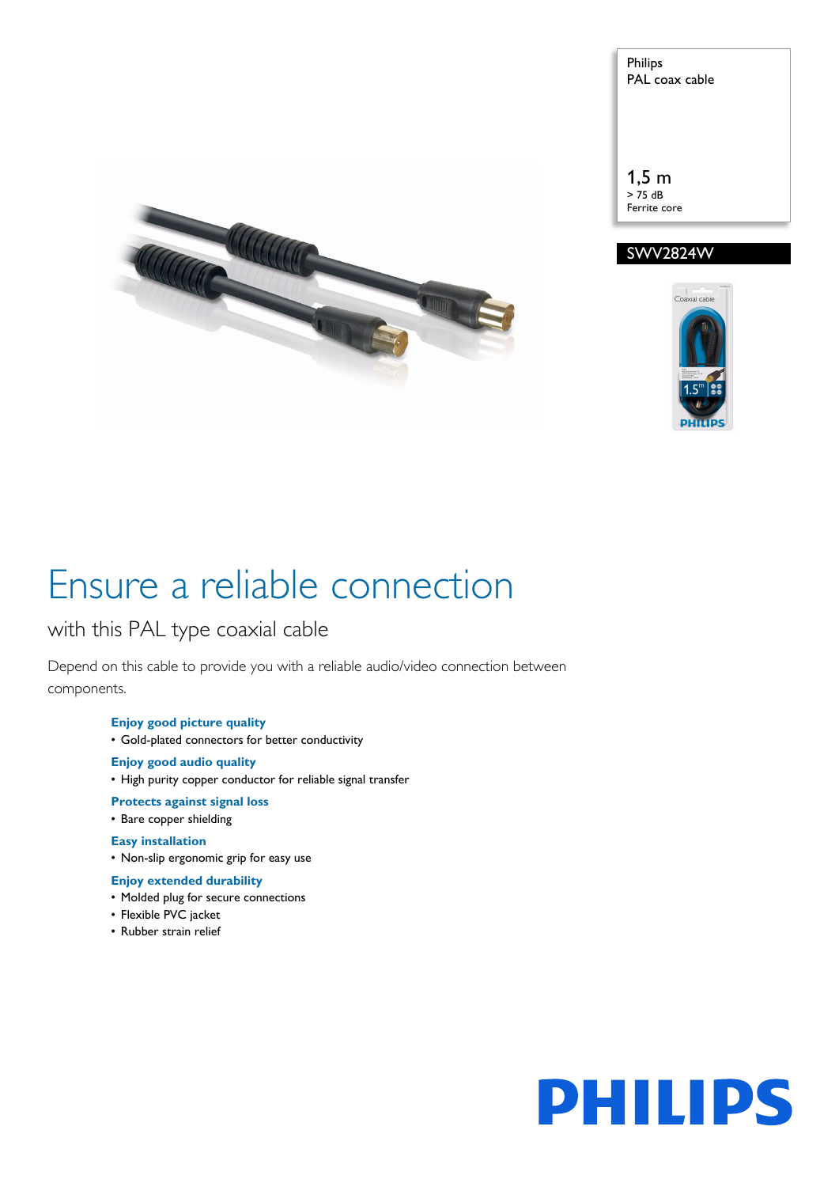Philips
PAL coax cable

1,5 m
> 75 dB
Ferrite core

SWV2824W

# Ensure a reliable connection

## with this PAL type coaxial cable

Depend on this cable to provide you with a reliable audio/video connection between components.

**Enjoy good picture quality**
- Gold-plated connectors for better conductivity

**Enjoy good audio quality**
- High purity copper conductor for reliable signal transfer

**Protects against signal loss**
- Bare copper shielding

**Easy installation**
- Non-slip ergonomic grip for easy use

**Enjoy extended durability**
- Molded plug for secure connections
- Flexible PVC jacket
- Rubber strain relief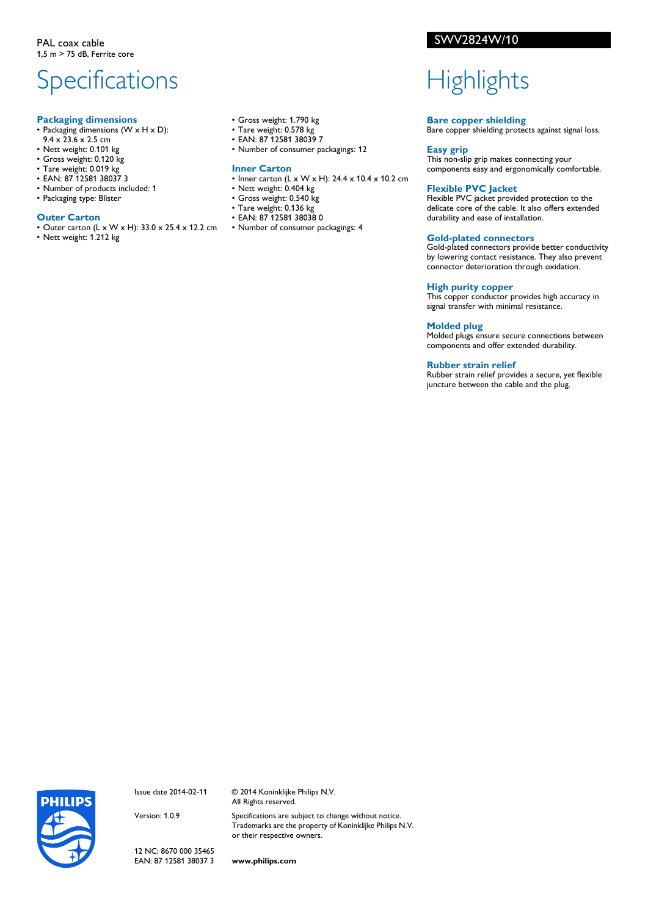PAL coax cable
1,5 m > 75 dB, Ferrite core

SWV2824W/10

# Specifications

### Packaging dimensions

- Packaging dimensions (W x H x D): 9.4 x 23.6 x 2.5 cm
- Nett weight: 0.101 kg
- Gross weight: 0.120 kg
- Tare weight: 0.019 kg
- EAN: 87 12581 38037 3
- Number of products included: 1
- Packaging type: Blister

### Outer Carton

- Outer carton (L x W x H): 33.0 x 25.4 x 12.2 cm
- Nett weight: 1.212 kg
- Gross weight: 1.790 kg
- Tare weight: 0.578 kg
- EAN: 87 12581 38039 7
- Number of consumer packagings: 12

### Inner Carton

- Inner carton (L x W x H): 24.4 x 10.4 x 10.2 cm
- Nett weight: 0.404 kg
- Gross weight: 0.540 kg
- Tare weight: 0.136 kg
- EAN: 87 12581 38038 0
- Number of consumer packagings: 4

# Highlights

### Bare copper shielding

Bare copper shielding protects against signal loss.

### Easy grip

This non-slip grip makes connecting your components easy and ergonomically comfortable.

### Flexible PVC Jacket

Flexible PVC jacket provided protection to the delicate core of the cable. It also offers extended durability and ease of installation.

### Gold-plated connectors

Gold-plated connectors provide better conductivity by lowering contact resistance. They also prevent connector deterioration through oxidation.

### High purity copper

This copper conductor provides high accuracy in signal transfer with minimal resistance.

### Molded plug

Molded plugs ensure secure connections between components and offer extended durability.

### Rubber strain relief

Rubber strain relief provides a secure, yet flexible juncture between the cable and the plug.

Issue date 2014-02-11

Version: 1.0.9

12 NC: 8670 000 35465
EAN: 87 12581 38037 3

© 2014 Koninklijke Philips N.V.
All Rights reserved.

Specifications are subject to change without notice. Trademarks are the property of Koninklijke Philips N.V. or their respective owners.

**www.philips.com**